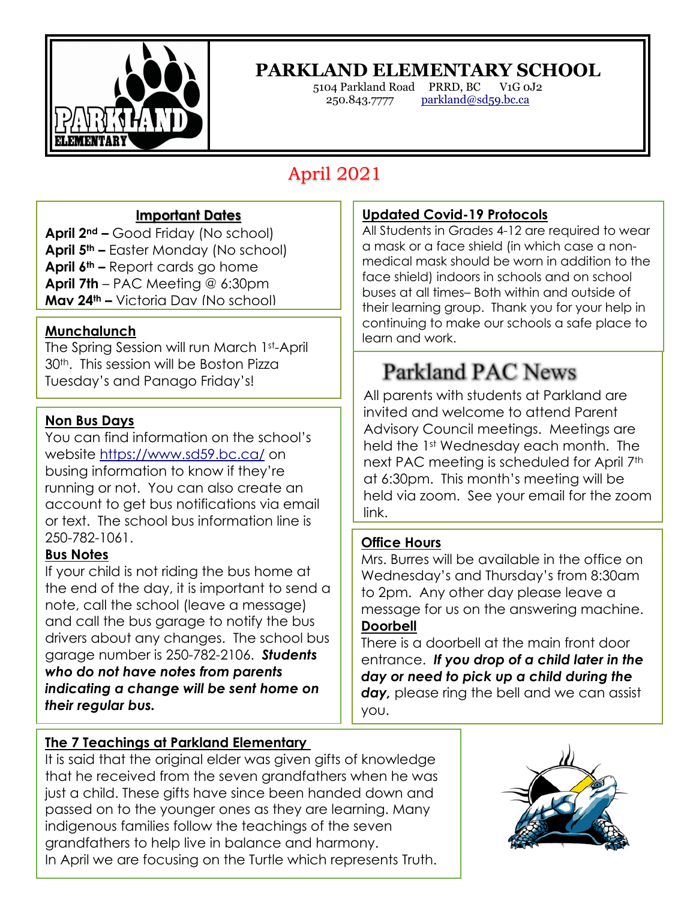# PARKLAND ELEMENTARY SCHOOL

5104 Parkland Road PRRD, BC V1G 0J2
250.843.7777 parkland@sd59.bc.ca

## April 2021

### Important Dates

**April 2nd –** Good Friday (No school)
**April 5th –** Easter Monday (No school)
**April 6th –** Report cards go home
**April 7th** – PAC Meeting @ 6:30pm
**May 24th –** Victoria Day (No school)

### Munchalunch

The Spring Session will run March 1st-April 30th. This session will be Boston Pizza Tuesday's and Panago Friday's!

### Non Bus Days

You can find information on the school's website https://www.sd59.bc.ca/ on busing information to know if they're running or not. You can also create an account to get bus notifications via email or text. The school bus information line is 250-782-1061.

### Bus Notes

If your child is not riding the bus home at the end of the day, it is important to send a note, call the school (leave a message) and call the bus garage to notify the bus drivers about any changes. The school bus garage number is 250-782-2106. ***Students who do not have notes from parents indicating a change will be sent home on their regular bus.***

### Updated Covid-19 Protocols

All Students in Grades 4-12 are required to wear a mask or a face shield (in which case a non-medical mask should be worn in addition to the face shield) indoors in schools and on school buses at all times– Both within and outside of their learning group. Thank you for your help in continuing to make our schools a safe place to learn and work.

## Parkland PAC News

All parents with students at Parkland are invited and welcome to attend Parent Advisory Council meetings. Meetings are held the 1st Wednesday each month. The next PAC meeting is scheduled for April 7th at 6:30pm. This month's meeting will be held via zoom. See your email for the zoom link.

### Office Hours

Mrs. Burres will be available in the office on Wednesday's and Thursday's from 8:30am to 2pm. Any other day please leave a message for us on the answering machine.

### Doorbell

There is a doorbell at the main front door entrance. ***If you drop of a child later in the day or need to pick up a child during the day,*** please ring the bell and we can assist you.

### The 7 Teachings at Parkland Elementary

It is said that the original elder was given gifts of knowledge that he received from the seven grandfathers when he was just a child. These gifts have since been handed down and passed on to the younger ones as they are learning. Many indigenous families follow the teachings of the seven grandfathers to help live in balance and harmony.
In April we are focusing on the Turtle which represents Truth.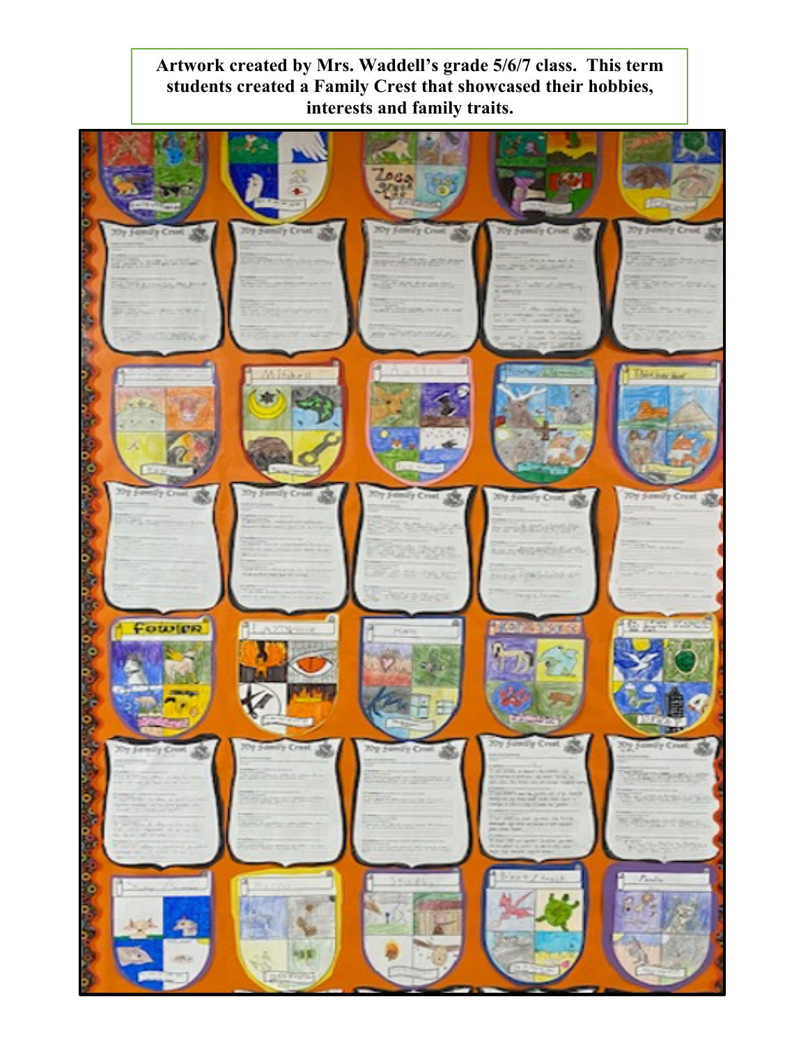**Artwork created by Mrs. Waddell's grade 5/6/7 class. This term students created a Family Crest that showcased their hobbies, interests and family traits.**